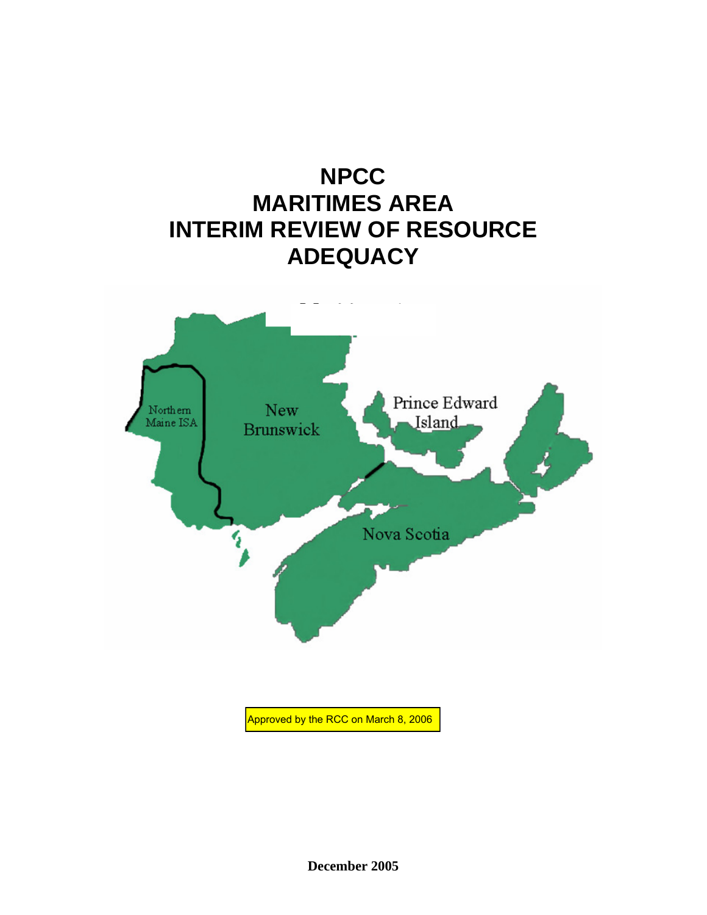# NPCC MARITIMES AREA INTERIM REVIEW OF RESOURCE ADEQUACY

Northern Maine ISA

New Brunswick

Prince Edward Island

Nova Scotia

Approved by the RCC on March 8, 2006

**December 2005**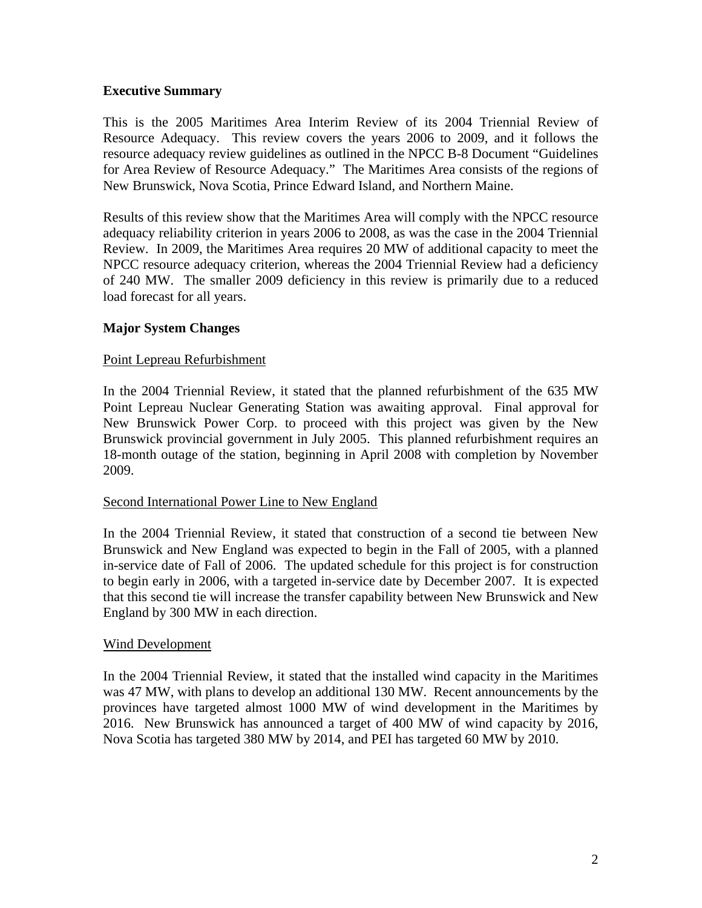## Executive Summary

This is the 2005 Maritimes Area Interim Review of its 2004 Triennial Review of Resource Adequacy. This review covers the years 2006 to 2009, and it follows the resource adequacy review guidelines as outlined in the NPCC B-8 Document "Guidelines for Area Review of Resource Adequacy." The Maritimes Area consists of the regions of New Brunswick, Nova Scotia, Prince Edward Island, and Northern Maine.

Results of this review show that the Maritimes Area will comply with the NPCC resource adequacy reliability criterion in years 2006 to 2008, as was the case in the 2004 Triennial Review. In 2009, the Maritimes Area requires 20 MW of additional capacity to meet the NPCC resource adequacy criterion, whereas the 2004 Triennial Review had a deficiency of 240 MW. The smaller 2009 deficiency in this review is primarily due to a reduced load forecast for all years.

## Major System Changes

### Point Lepreau Refurbishment

In the 2004 Triennial Review, it stated that the planned refurbishment of the 635 MW Point Lepreau Nuclear Generating Station was awaiting approval. Final approval for New Brunswick Power Corp. to proceed with this project was given by the New Brunswick provincial government in July 2005. This planned refurbishment requires an 18-month outage of the station, beginning in April 2008 with completion by November 2009.

### Second International Power Line to New England

In the 2004 Triennial Review, it stated that construction of a second tie between New Brunswick and New England was expected to begin in the Fall of 2005, with a planned in-service date of Fall of 2006. The updated schedule for this project is for construction to begin early in 2006, with a targeted in-service date by December 2007. It is expected that this second tie will increase the transfer capability between New Brunswick and New England by 300 MW in each direction.

### Wind Development

In the 2004 Triennial Review, it stated that the installed wind capacity in the Maritimes was 47 MW, with plans to develop an additional 130 MW. Recent announcements by the provinces have targeted almost 1000 MW of wind development in the Maritimes by 2016. New Brunswick has announced a target of 400 MW of wind capacity by 2016, Nova Scotia has targeted 380 MW by 2014, and PEI has targeted 60 MW by 2010.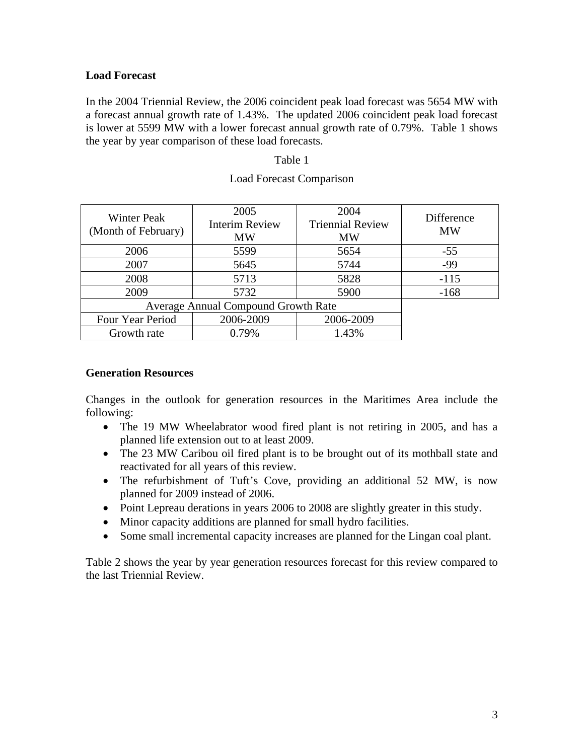**Load Forecast**

In the 2004 Triennial Review, the 2006 coincident peak load forecast was 5654 MW with a forecast annual growth rate of 1.43%. The updated 2006 coincident peak load forecast is lower at 5599 MW with a lower forecast annual growth rate of 0.79%. Table 1 shows the year by year comparison of these load forecasts.

Table 1

Load Forecast Comparison

| Winter Peak (Month of February) | 2005 Interim Review MW | 2004 Triennial Review MW | Difference MW |
|---|---|---|---|
| 2006 | 5599 | 5654 | -55 |
| 2007 | 5645 | 5744 | -99 |
| 2008 | 5713 | 5828 | -115 |
| 2009 | 5732 | 5900 | -168 |
| Average Annual Compound Growth Rate | | | |
| Four Year Period | 2006-2009 | 2006-2009 | |
| Growth rate | 0.79% | 1.43% | |

**Generation Resources**

Changes in the outlook for generation resources in the Maritimes Area include the following:

- The 19 MW Wheelabrator wood fired plant is not retiring in 2005, and has a planned life extension out to at least 2009.
- The 23 MW Caribou oil fired plant is to be brought out of its mothball state and reactivated for all years of this review.
- The refurbishment of Tuft's Cove, providing an additional 52 MW, is now planned for 2009 instead of 2006.
- Point Lepreau derations in years 2006 to 2008 are slightly greater in this study.
- Minor capacity additions are planned for small hydro facilities.
- Some small incremental capacity increases are planned for the Lingan coal plant.

Table 2 shows the year by year generation resources forecast for this review compared to the last Triennial Review.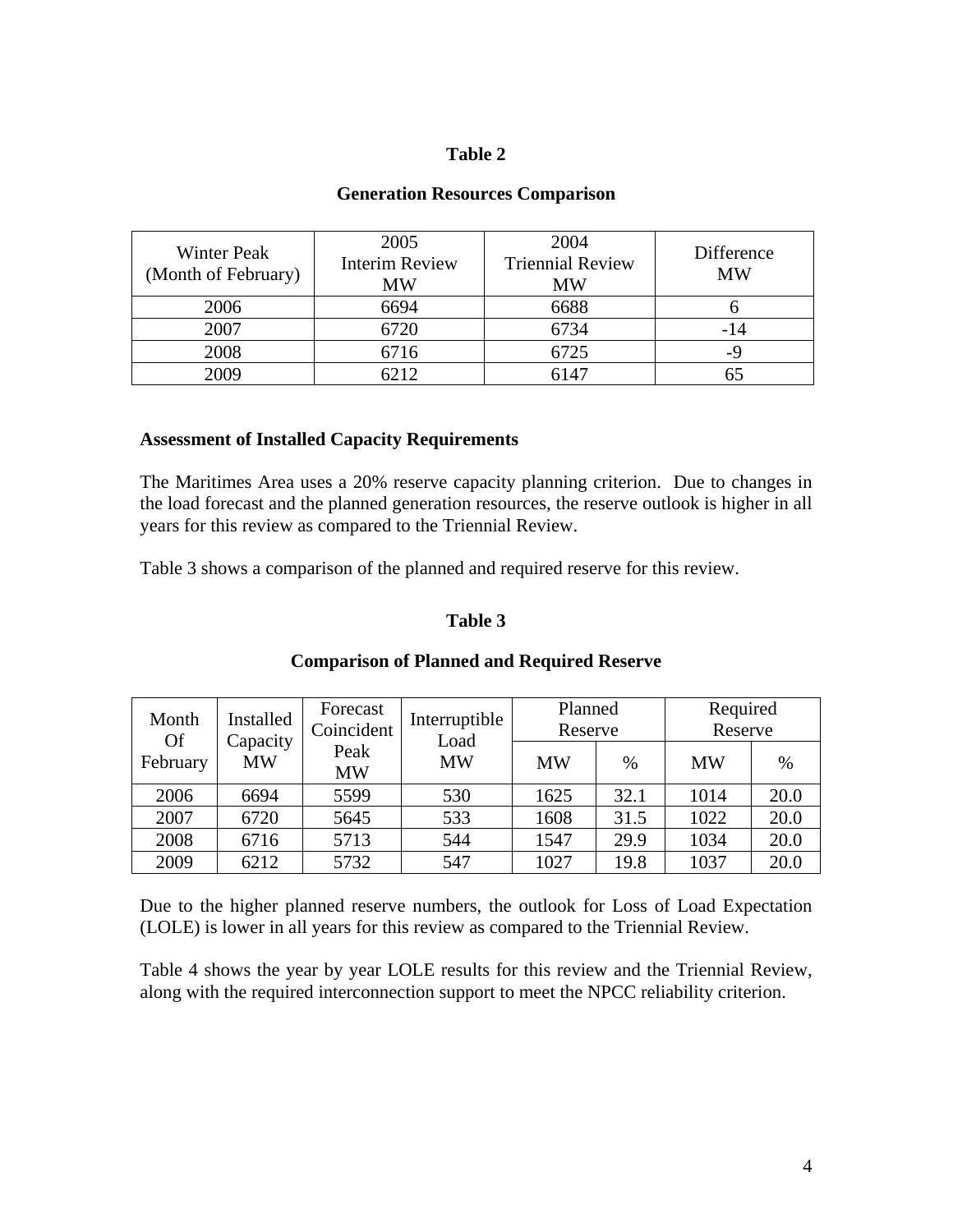**Table 2**

**Generation Resources Comparison**

| Winter Peak (Month of February) | 2005 Interim Review MW | 2004 Triennial Review MW | Difference MW |
|---|---|---|---|
| 2006 | 6694 | 6688 | 6 |
| 2007 | 6720 | 6734 | -14 |
| 2008 | 6716 | 6725 | -9 |
| 2009 | 6212 | 6147 | 65 |

### Assessment of Installed Capacity Requirements

The Maritimes Area uses a 20% reserve capacity planning criterion. Due to changes in the load forecast and the planned generation resources, the reserve outlook is higher in all years for this review as compared to the Triennial Review.

Table 3 shows a comparison of the planned and required reserve for this review.

**Table 3**

**Comparison of Planned and Required Reserve**

| Month Of February | Installed Capacity MW | Forecast Coincident Peak MW | Interruptible Load MW | Planned Reserve | | Required Reserve | |
|---|---|---|---|---|---|---|---|
| | | | | MW | % | MW | % |
| 2006 | 6694 | 5599 | 530 | 1625 | 32.1 | 1014 | 20.0 |
| 2007 | 6720 | 5645 | 533 | 1608 | 31.5 | 1022 | 20.0 |
| 2008 | 6716 | 5713 | 544 | 1547 | 29.9 | 1034 | 20.0 |
| 2009 | 6212 | 5732 | 547 | 1027 | 19.8 | 1037 | 20.0 |

Due to the higher planned reserve numbers, the outlook for Loss of Load Expectation (LOLE) is lower in all years for this review as compared to the Triennial Review.

Table 4 shows the year by year LOLE results for this review and the Triennial Review, along with the required interconnection support to meet the NPCC reliability criterion.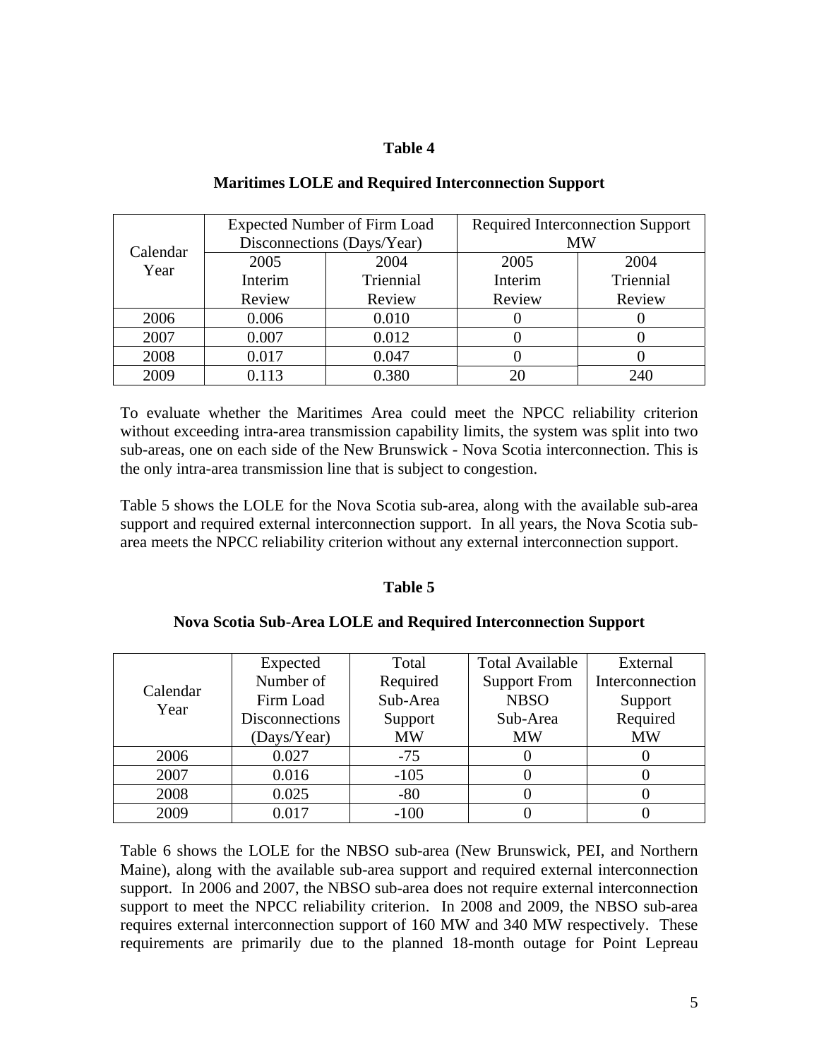**Table 4**

**Maritimes LOLE and Required Interconnection Support**

| Calendar Year | Expected Number of Firm Load Disconnections (Days/Year) | | Required Interconnection Support MW | |
|---|---|---|---|---|
| | 2005 Interim Review | 2004 Triennial Review | 2005 Interim Review | 2004 Triennial Review |
| 2006 | 0.006 | 0.010 | 0 | 0 |
| 2007 | 0.007 | 0.012 | 0 | 0 |
| 2008 | 0.017 | 0.047 | 0 | 0 |
| 2009 | 0.113 | 0.380 | 20 | 240 |

To evaluate whether the Maritimes Area could meet the NPCC reliability criterion without exceeding intra-area transmission capability limits, the system was split into two sub-areas, one on each side of the New Brunswick - Nova Scotia interconnection. This is the only intra-area transmission line that is subject to congestion.

Table 5 shows the LOLE for the Nova Scotia sub-area, along with the available sub-area support and required external interconnection support. In all years, the Nova Scotia sub-area meets the NPCC reliability criterion without any external interconnection support.

**Table 5**

**Nova Scotia Sub-Area LOLE and Required Interconnection Support**

| Calendar Year | Expected Number of Firm Load Disconnections (Days/Year) | Total Required Sub-Area Support MW | Total Available Support From NBSO Sub-Area MW | External Interconnection Support Required MW |
|---|---|---|---|---|
| 2006 | 0.027 | -75 | 0 | 0 |
| 2007 | 0.016 | -105 | 0 | 0 |
| 2008 | 0.025 | -80 | 0 | 0 |
| 2009 | 0.017 | -100 | 0 | 0 |

Table 6 shows the LOLE for the NBSO sub-area (New Brunswick, PEI, and Northern Maine), along with the available sub-area support and required external interconnection support. In 2006 and 2007, the NBSO sub-area does not require external interconnection support to meet the NPCC reliability criterion. In 2008 and 2009, the NBSO sub-area requires external interconnection support of 160 MW and 340 MW respectively. These requirements are primarily due to the planned 18-month outage for Point Lepreau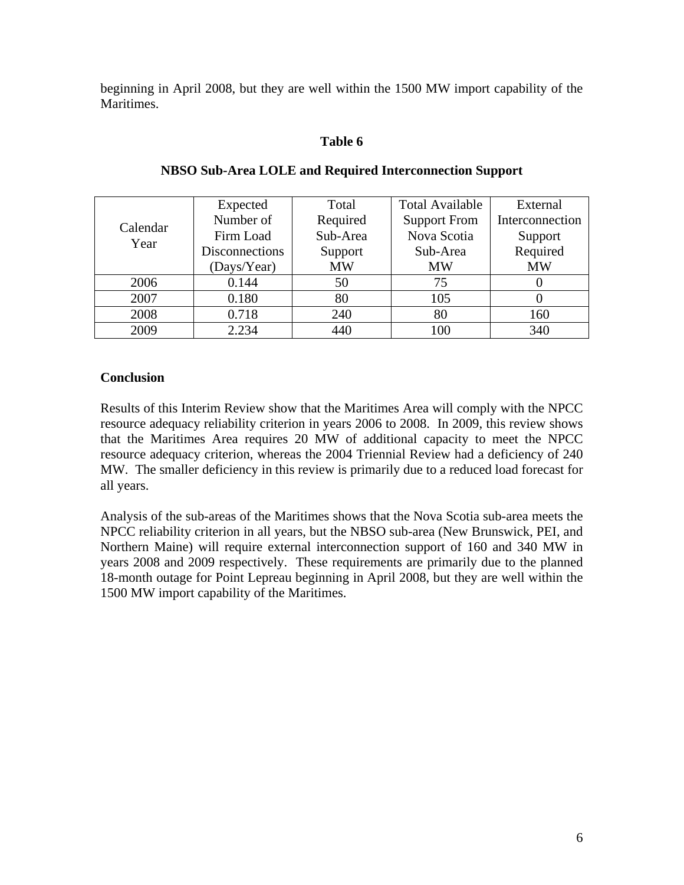beginning in April 2008, but they are well within the 1500 MW import capability of the Maritimes.

**Table 6**

**NBSO Sub-Area LOLE and Required Interconnection Support**

| Calendar Year | Expected Number of Firm Load Disconnections (Days/Year) | Total Required Sub-Area Support MW | Total Available Support From Nova Scotia Sub-Area MW | External Interconnection Support Required MW |
|---|---|---|---|---|
| 2006 | 0.144 | 50 | 75 | 0 |
| 2007 | 0.180 | 80 | 105 | 0 |
| 2008 | 0.718 | 240 | 80 | 160 |
| 2009 | 2.234 | 440 | 100 | 340 |

**Conclusion**

Results of this Interim Review show that the Maritimes Area will comply with the NPCC resource adequacy reliability criterion in years 2006 to 2008. In 2009, this review shows that the Maritimes Area requires 20 MW of additional capacity to meet the NPCC resource adequacy criterion, whereas the 2004 Triennial Review had a deficiency of 240 MW. The smaller deficiency in this review is primarily due to a reduced load forecast for all years.

Analysis of the sub-areas of the Maritimes shows that the Nova Scotia sub-area meets the NPCC reliability criterion in all years, but the NBSO sub-area (New Brunswick, PEI, and Northern Maine) will require external interconnection support of 160 and 340 MW in years 2008 and 2009 respectively. These requirements are primarily due to the planned 18-month outage for Point Lepreau beginning in April 2008, but they are well within the 1500 MW import capability of the Maritimes.